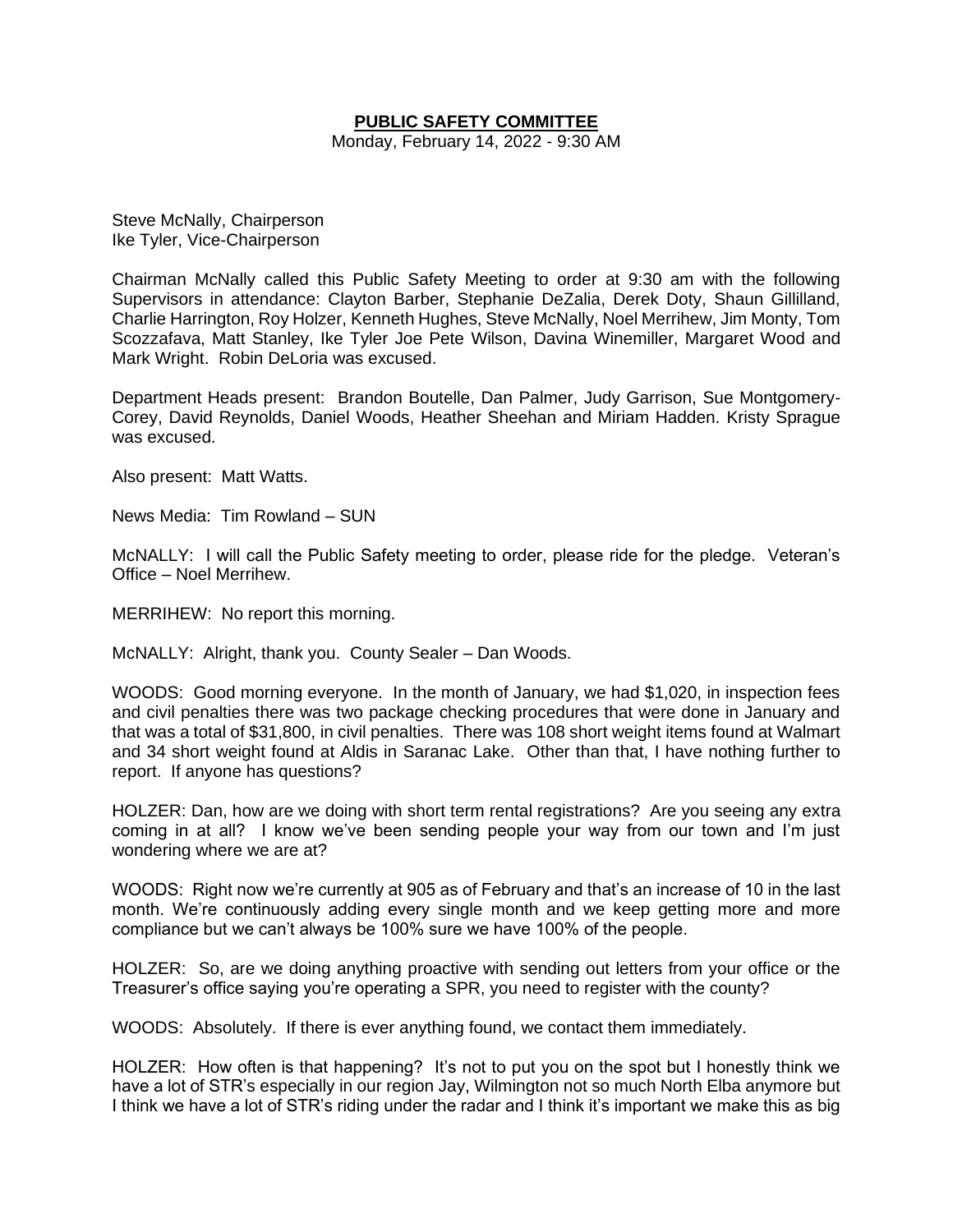# PUBLIC SAFETY COMMITTEE

Monday, February 14, 2022 - 9:30 AM

Steve McNally, Chairperson
Ike Tyler, Vice-Chairperson

Chairman McNally called this Public Safety Meeting to order at 9:30 am with the following Supervisors in attendance: Clayton Barber, Stephanie DeZalia, Derek Doty, Shaun Gillilland, Charlie Harrington, Roy Holzer, Kenneth Hughes, Steve McNally, Noel Merrihew, Jim Monty, Tom Scozzafava, Matt Stanley, Ike Tyler Joe Pete Wilson, Davina Winemiller, Margaret Wood and Mark Wright. Robin DeLoria was excused.

Department Heads present: Brandon Boutelle, Dan Palmer, Judy Garrison, Sue Montgomery-Corey, David Reynolds, Daniel Woods, Heather Sheehan and Miriam Hadden. Kristy Sprague was excused.

Also present: Matt Watts.

News Media: Tim Rowland – SUN

McNALLY: I will call the Public Safety meeting to order, please ride for the pledge. Veteran's Office – Noel Merrihew.

MERRIHEW: No report this morning.

McNALLY: Alright, thank you. County Sealer – Dan Woods.

WOODS: Good morning everyone. In the month of January, we had $1,020, in inspection fees and civil penalties there was two package checking procedures that were done in January and that was a total of $31,800, in civil penalties. There was 108 short weight items found at Walmart and 34 short weight found at Aldis in Saranac Lake. Other than that, I have nothing further to report. If anyone has questions?

HOLZER: Dan, how are we doing with short term rental registrations? Are you seeing any extra coming in at all? I know we've been sending people your way from our town and I'm just wondering where we are at?

WOODS: Right now we're currently at 905 as of February and that's an increase of 10 in the last month. We're continuously adding every single month and we keep getting more and more compliance but we can't always be 100% sure we have 100% of the people.

HOLZER: So, are we doing anything proactive with sending out letters from your office or the Treasurer's office saying you're operating a SPR, you need to register with the county?

WOODS: Absolutely. If there is ever anything found, we contact them immediately.

HOLZER: How often is that happening? It's not to put you on the spot but I honestly think we have a lot of STR's especially in our region Jay, Wilmington not so much North Elba anymore but I think we have a lot of STR's riding under the radar and I think it's important we make this as big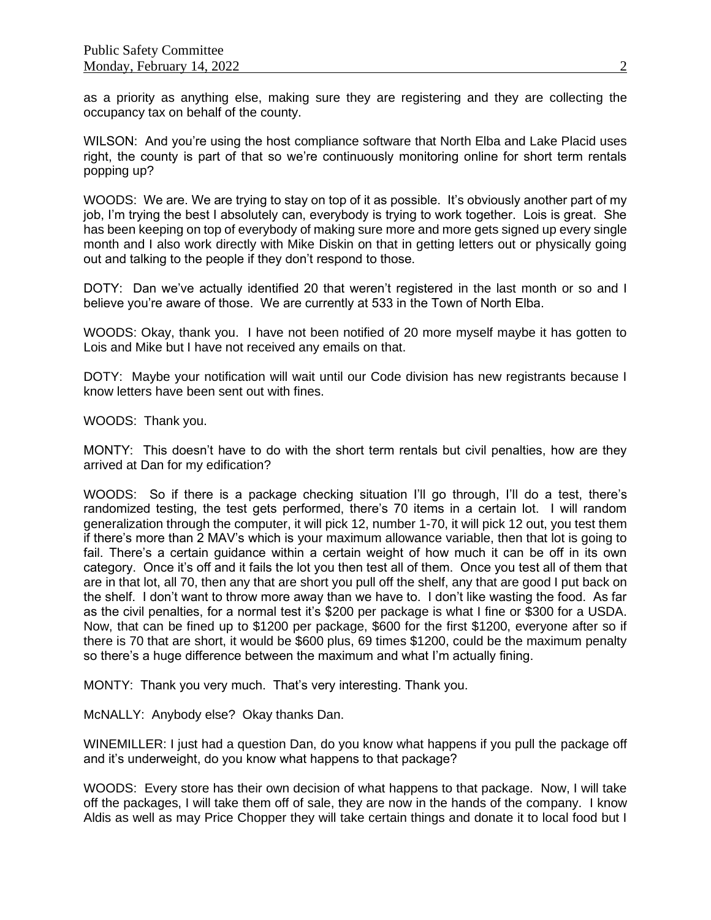as a priority as anything else, making sure they are registering and they are collecting the occupancy tax on behalf of the county.

WILSON: And you're using the host compliance software that North Elba and Lake Placid uses right, the county is part of that so we're continuously monitoring online for short term rentals popping up?

WOODS: We are. We are trying to stay on top of it as possible. It's obviously another part of my job, I'm trying the best I absolutely can, everybody is trying to work together. Lois is great. She has been keeping on top of everybody of making sure more and more gets signed up every single month and I also work directly with Mike Diskin on that in getting letters out or physically going out and talking to the people if they don't respond to those.

DOTY: Dan we've actually identified 20 that weren't registered in the last month or so and I believe you're aware of those. We are currently at 533 in the Town of North Elba.

WOODS: Okay, thank you. I have not been notified of 20 more myself maybe it has gotten to Lois and Mike but I have not received any emails on that.

DOTY: Maybe your notification will wait until our Code division has new registrants because I know letters have been sent out with fines.

WOODS: Thank you.

MONTY: This doesn't have to do with the short term rentals but civil penalties, how are they arrived at Dan for my edification?

WOODS: So if there is a package checking situation I'll go through, I'll do a test, there's randomized testing, the test gets performed, there's 70 items in a certain lot. I will random generalization through the computer, it will pick 12, number 1-70, it will pick 12 out, you test them if there's more than 2 MAV's which is your maximum allowance variable, then that lot is going to fail. There's a certain guidance within a certain weight of how much it can be off in its own category. Once it's off and it fails the lot you then test all of them. Once you test all of them that are in that lot, all 70, then any that are short you pull off the shelf, any that are good I put back on the shelf. I don't want to throw more away than we have to. I don't like wasting the food. As far as the civil penalties, for a normal test it's $200 per package is what I fine or $300 for a USDA. Now, that can be fined up to $1200 per package, $600 for the first $1200, everyone after so if there is 70 that are short, it would be $600 plus, 69 times $1200, could be the maximum penalty so there's a huge difference between the maximum and what I'm actually fining.

MONTY: Thank you very much. That's very interesting. Thank you.

McNALLY: Anybody else? Okay thanks Dan.

WINEMILLER: I just had a question Dan, do you know what happens if you pull the package off and it's underweight, do you know what happens to that package?

WOODS: Every store has their own decision of what happens to that package. Now, I will take off the packages, I will take them off of sale, they are now in the hands of the company. I know Aldis as well as may Price Chopper they will take certain things and donate it to local food but I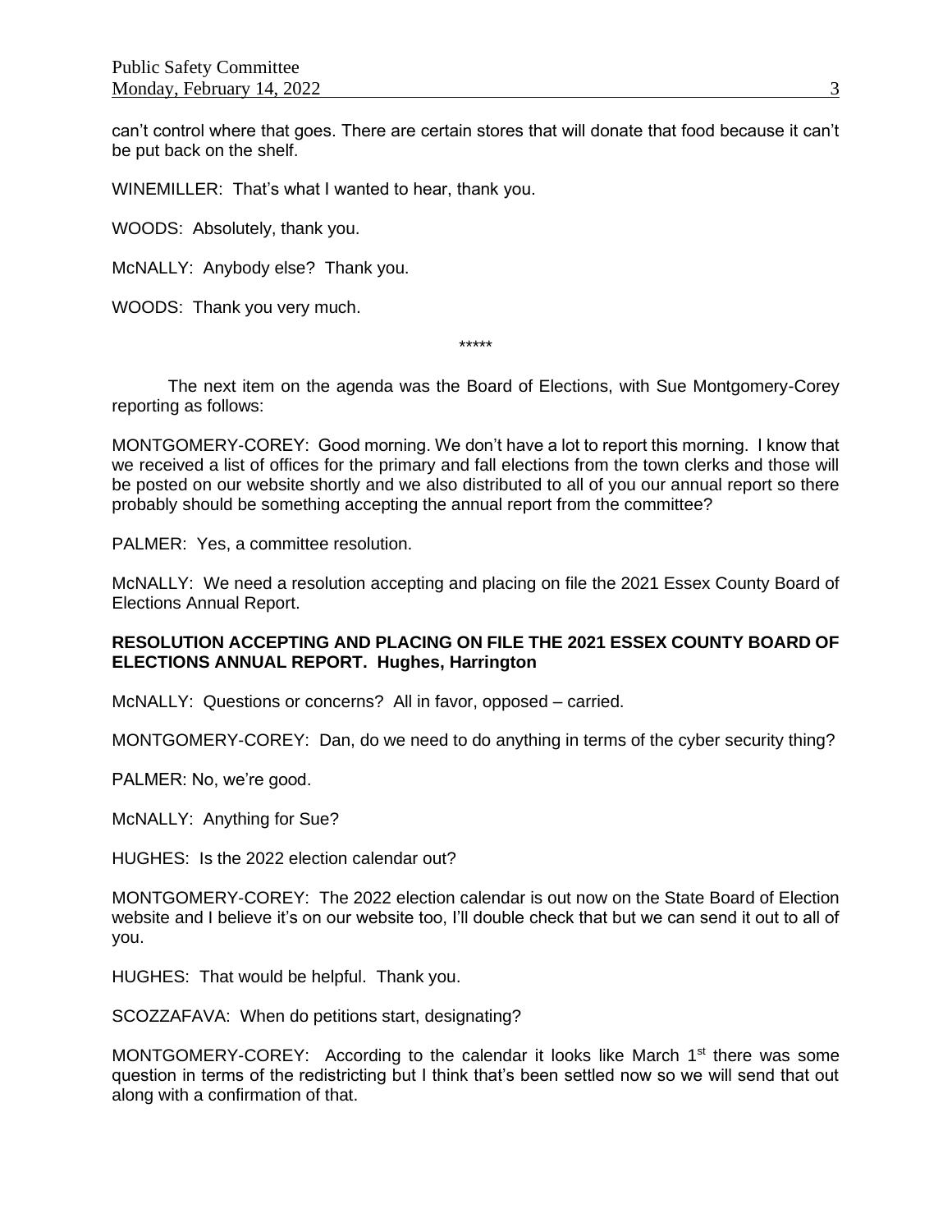can't control where that goes. There are certain stores that will donate that food because it can't be put back on the shelf.

WINEMILLER: That's what I wanted to hear, thank you.

WOODS: Absolutely, thank you.

McNALLY: Anybody else? Thank you.

WOODS: Thank you very much.

\*\*\*\*\*

The next item on the agenda was the Board of Elections, with Sue Montgomery-Corey reporting as follows:

MONTGOMERY-COREY: Good morning. We don't have a lot to report this morning. I know that we received a list of offices for the primary and fall elections from the town clerks and those will be posted on our website shortly and we also distributed to all of you our annual report so there probably should be something accepting the annual report from the committee?

PALMER: Yes, a committee resolution.

McNALLY: We need a resolution accepting and placing on file the 2021 Essex County Board of Elections Annual Report.

**RESOLUTION ACCEPTING AND PLACING ON FILE THE 2021 ESSEX COUNTY BOARD OF ELECTIONS ANNUAL REPORT. Hughes, Harrington**

McNALLY: Questions or concerns? All in favor, opposed – carried.

MONTGOMERY-COREY: Dan, do we need to do anything in terms of the cyber security thing?

PALMER: No, we're good.

McNALLY: Anything for Sue?

HUGHES: Is the 2022 election calendar out?

MONTGOMERY-COREY: The 2022 election calendar is out now on the State Board of Election website and I believe it's on our website too, I'll double check that but we can send it out to all of you.

HUGHES: That would be helpful. Thank you.

SCOZZAFAVA: When do petitions start, designating?

MONTGOMERY-COREY: According to the calendar it looks like March 1st there was some question in terms of the redistricting but I think that's been settled now so we will send that out along with a confirmation of that.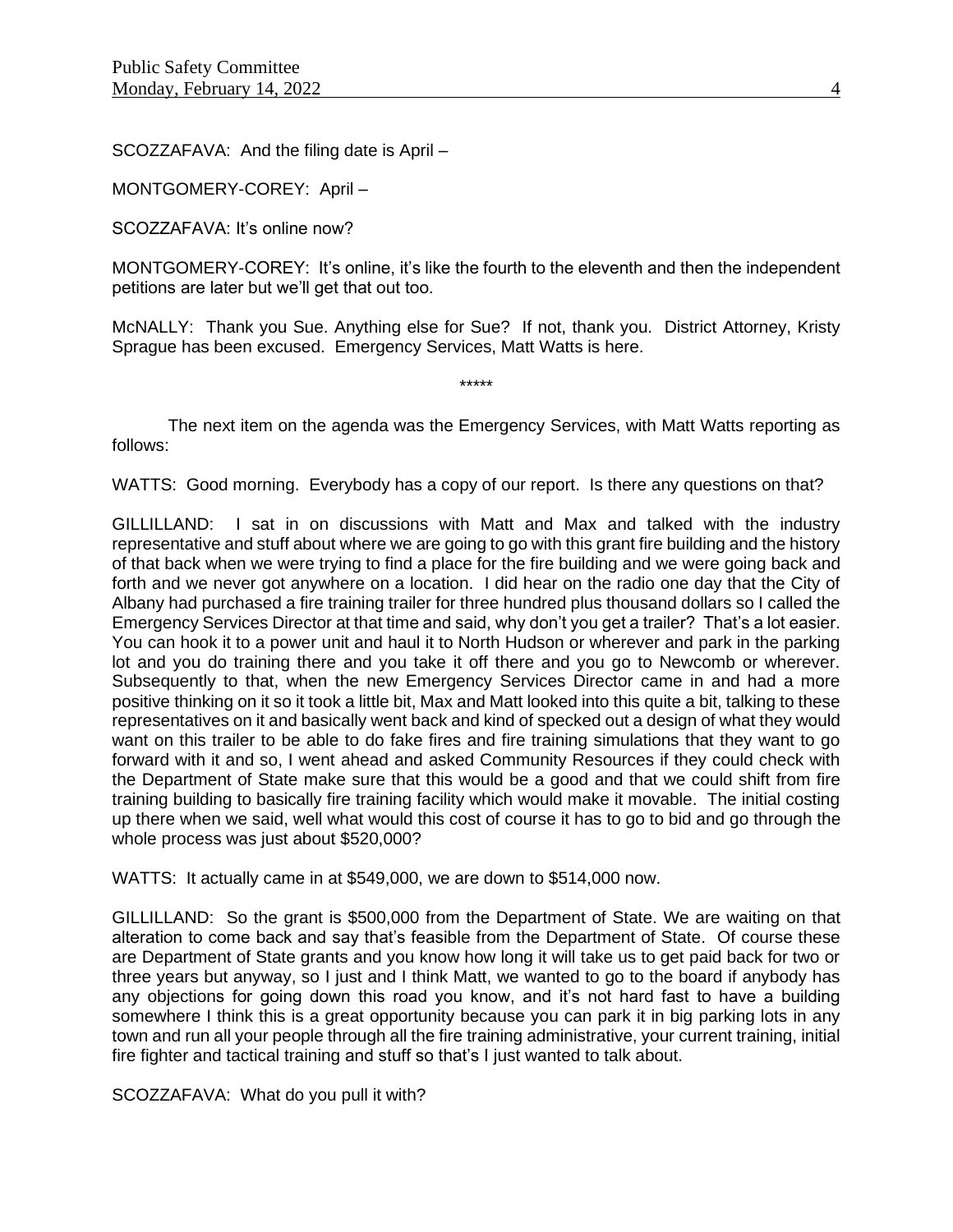SCOZZAFAVA: And the filing date is April –

MONTGOMERY-COREY: April –

SCOZZAFAVA: It's online now?

MONTGOMERY-COREY: It's online, it's like the fourth to the eleventh and then the independent petitions are later but we'll get that out too.

McNALLY: Thank you Sue. Anything else for Sue? If not, thank you. District Attorney, Kristy Sprague has been excused. Emergency Services, Matt Watts is here.

*****

The next item on the agenda was the Emergency Services, with Matt Watts reporting as follows:

WATTS: Good morning. Everybody has a copy of our report. Is there any questions on that?

GILLILLAND: I sat in on discussions with Matt and Max and talked with the industry representative and stuff about where we are going to go with this grant fire building and the history of that back when we were trying to find a place for the fire building and we were going back and forth and we never got anywhere on a location. I did hear on the radio one day that the City of Albany had purchased a fire training trailer for three hundred plus thousand dollars so I called the Emergency Services Director at that time and said, why don't you get a trailer? That's a lot easier. You can hook it to a power unit and haul it to North Hudson or wherever and park in the parking lot and you do training there and you take it off there and you go to Newcomb or wherever. Subsequently to that, when the new Emergency Services Director came in and had a more positive thinking on it so it took a little bit, Max and Matt looked into this quite a bit, talking to these representatives on it and basically went back and kind of specked out a design of what they would want on this trailer to be able to do fake fires and fire training simulations that they want to go forward with it and so, I went ahead and asked Community Resources if they could check with the Department of State make sure that this would be a good and that we could shift from fire training building to basically fire training facility which would make it movable. The initial costing up there when we said, well what would this cost of course it has to go to bid and go through the whole process was just about $520,000?

WATTS: It actually came in at $549,000, we are down to $514,000 now.

GILLILLAND: So the grant is $500,000 from the Department of State. We are waiting on that alteration to come back and say that's feasible from the Department of State. Of course these are Department of State grants and you know how long it will take us to get paid back for two or three years but anyway, so I just and I think Matt, we wanted to go to the board if anybody has any objections for going down this road you know, and it's not hard fast to have a building somewhere I think this is a great opportunity because you can park it in big parking lots in any town and run all your people through all the fire training administrative, your current training, initial fire fighter and tactical training and stuff so that's I just wanted to talk about.

SCOZZAFAVA: What do you pull it with?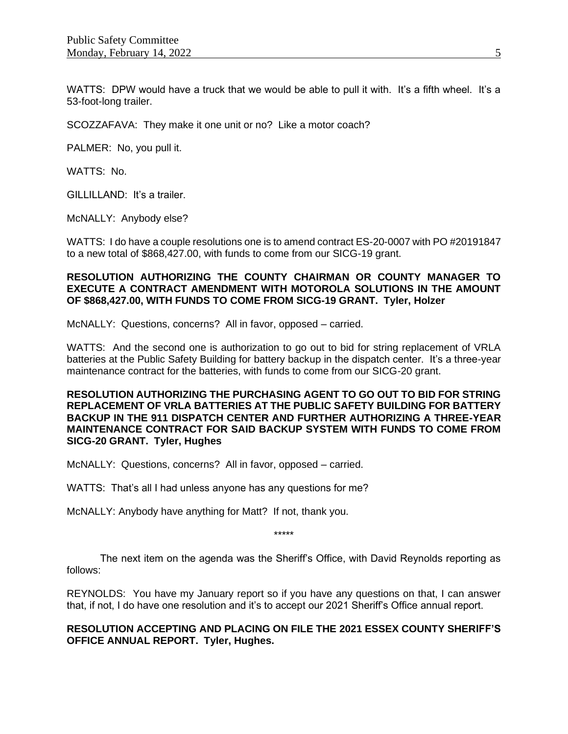WATTS: DPW would have a truck that we would be able to pull it with. It's a fifth wheel. It's a 53-foot-long trailer.

SCOZZAFAVA: They make it one unit or no? Like a motor coach?

PALMER: No, you pull it.

WATTS: No.

GILLILLAND: It's a trailer.

McNALLY: Anybody else?

WATTS: I do have a couple resolutions one is to amend contract ES-20-0007 with PO #20191847 to a new total of $868,427.00, with funds to come from our SICG-19 grant.

**RESOLUTION AUTHORIZING THE COUNTY CHAIRMAN OR COUNTY MANAGER TO EXECUTE A CONTRACT AMENDMENT WITH MOTOROLA SOLUTIONS IN THE AMOUNT OF $868,427.00, WITH FUNDS TO COME FROM SICG-19 GRANT. Tyler, Holzer**

McNALLY: Questions, concerns? All in favor, opposed – carried.

WATTS: And the second one is authorization to go out to bid for string replacement of VRLA batteries at the Public Safety Building for battery backup in the dispatch center. It's a three-year maintenance contract for the batteries, with funds to come from our SICG-20 grant.

**RESOLUTION AUTHORIZING THE PURCHASING AGENT TO GO OUT TO BID FOR STRING REPLACEMENT OF VRLA BATTERIES AT THE PUBLIC SAFETY BUILDING FOR BATTERY BACKUP IN THE 911 DISPATCH CENTER AND FURTHER AUTHORIZING A THREE-YEAR MAINTENANCE CONTRACT FOR SAID BACKUP SYSTEM WITH FUNDS TO COME FROM SICG-20 GRANT. Tyler, Hughes**

McNALLY: Questions, concerns? All in favor, opposed – carried.

WATTS: That's all I had unless anyone has any questions for me?

McNALLY: Anybody have anything for Matt? If not, thank you.

\*\*\*\*\*

The next item on the agenda was the Sheriff's Office, with David Reynolds reporting as follows:

REYNOLDS: You have my January report so if you have any questions on that, I can answer that, if not, I do have one resolution and it's to accept our 2021 Sheriff's Office annual report.

**RESOLUTION ACCEPTING AND PLACING ON FILE THE 2021 ESSEX COUNTY SHERIFF'S OFFICE ANNUAL REPORT. Tyler, Hughes.**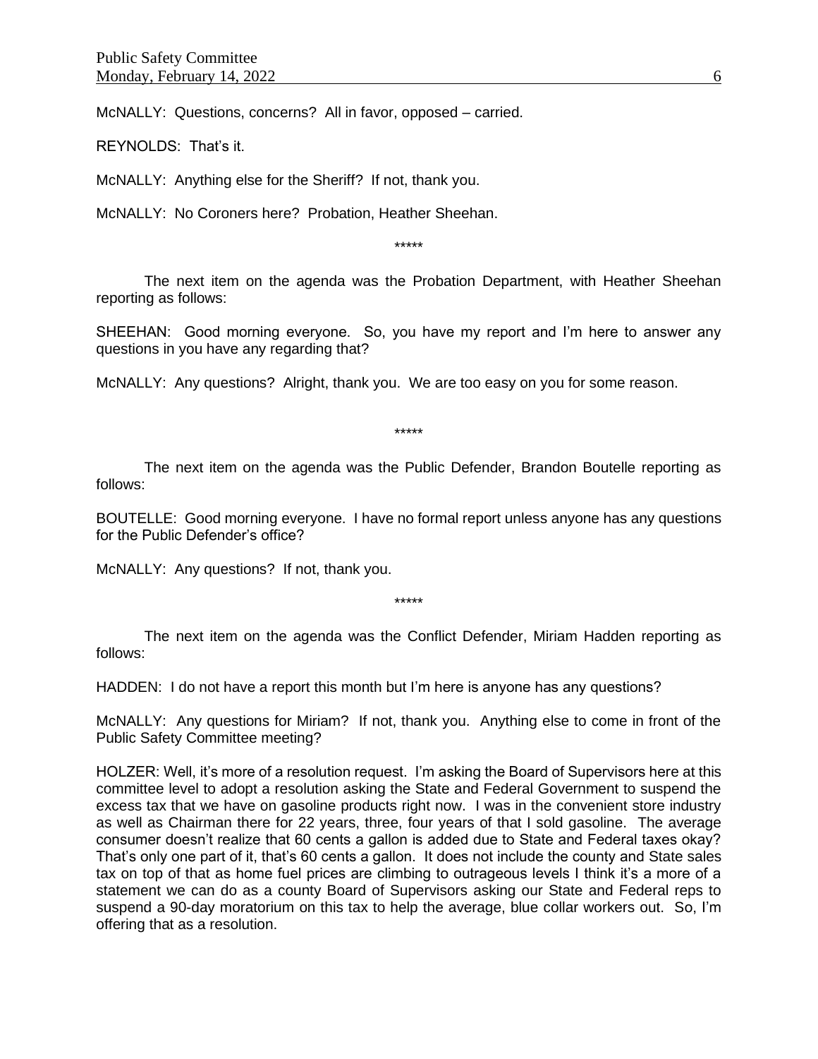McNALLY: Questions, concerns? All in favor, opposed – carried.

REYNOLDS: That's it.

McNALLY: Anything else for the Sheriff? If not, thank you.

McNALLY: No Coroners here? Probation, Heather Sheehan.

*****

The next item on the agenda was the Probation Department, with Heather Sheehan reporting as follows:

SHEEHAN: Good morning everyone. So, you have my report and I'm here to answer any questions in you have any regarding that?

McNALLY: Any questions? Alright, thank you. We are too easy on you for some reason.

*****

The next item on the agenda was the Public Defender, Brandon Boutelle reporting as follows:

BOUTELLE: Good morning everyone. I have no formal report unless anyone has any questions for the Public Defender's office?

McNALLY: Any questions? If not, thank you.

*****

The next item on the agenda was the Conflict Defender, Miriam Hadden reporting as follows:

HADDEN: I do not have a report this month but I'm here is anyone has any questions?

McNALLY: Any questions for Miriam? If not, thank you. Anything else to come in front of the Public Safety Committee meeting?

HOLZER: Well, it's more of a resolution request. I'm asking the Board of Supervisors here at this committee level to adopt a resolution asking the State and Federal Government to suspend the excess tax that we have on gasoline products right now. I was in the convenient store industry as well as Chairman there for 22 years, three, four years of that I sold gasoline. The average consumer doesn't realize that 60 cents a gallon is added due to State and Federal taxes okay? That's only one part of it, that's 60 cents a gallon. It does not include the county and State sales tax on top of that as home fuel prices are climbing to outrageous levels I think it's a more of a statement we can do as a county Board of Supervisors asking our State and Federal reps to suspend a 90-day moratorium on this tax to help the average, blue collar workers out. So, I'm offering that as a resolution.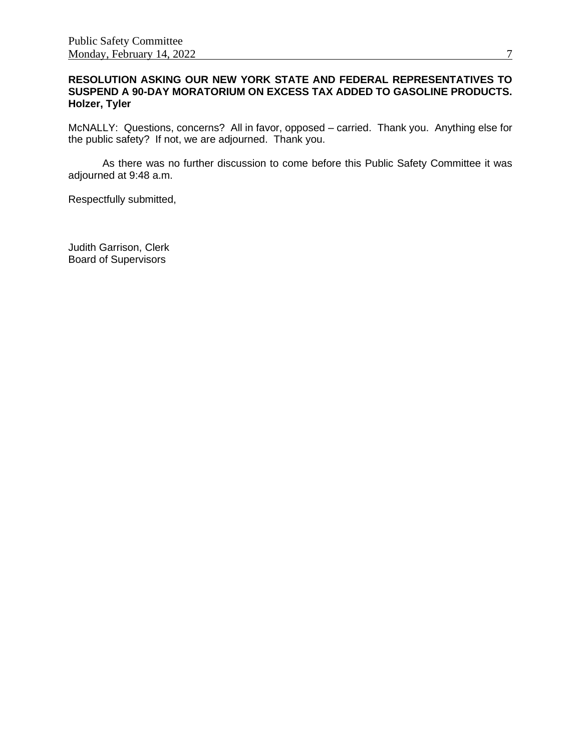**RESOLUTION ASKING OUR NEW YORK STATE AND FEDERAL REPRESENTATIVES TO SUSPEND A 90-DAY MORATORIUM ON EXCESS TAX ADDED TO GASOLINE PRODUCTS. Holzer, Tyler**

McNALLY: Questions, concerns? All in favor, opposed – carried. Thank you. Anything else for the public safety? If not, we are adjourned. Thank you.

As there was no further discussion to come before this Public Safety Committee it was adjourned at 9:48 a.m.

Respectfully submitted,

Judith Garrison, Clerk
Board of Supervisors